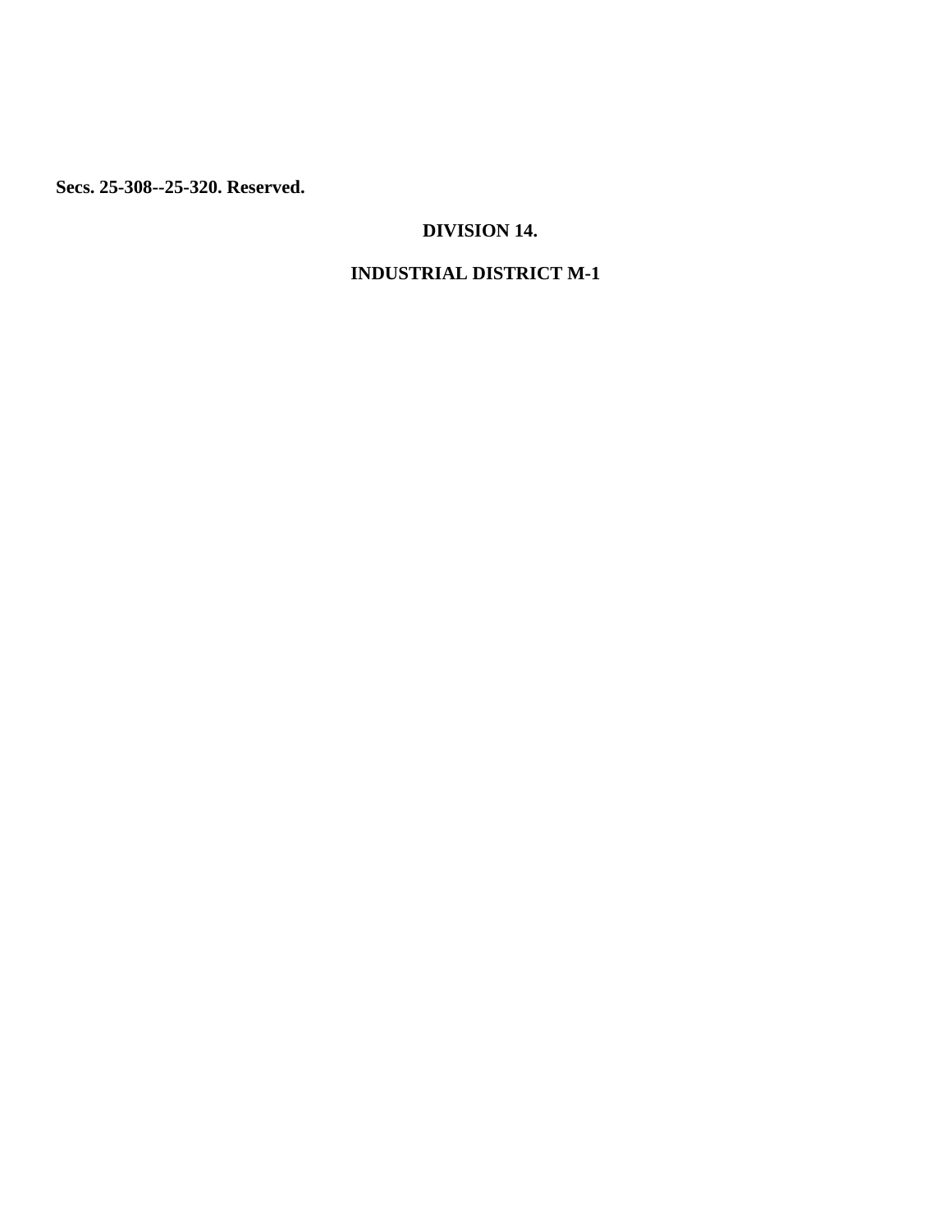**Secs. 25-308--25-320. Reserved.**

## DIVISION 14.

## INDUSTRIAL DISTRICT M-1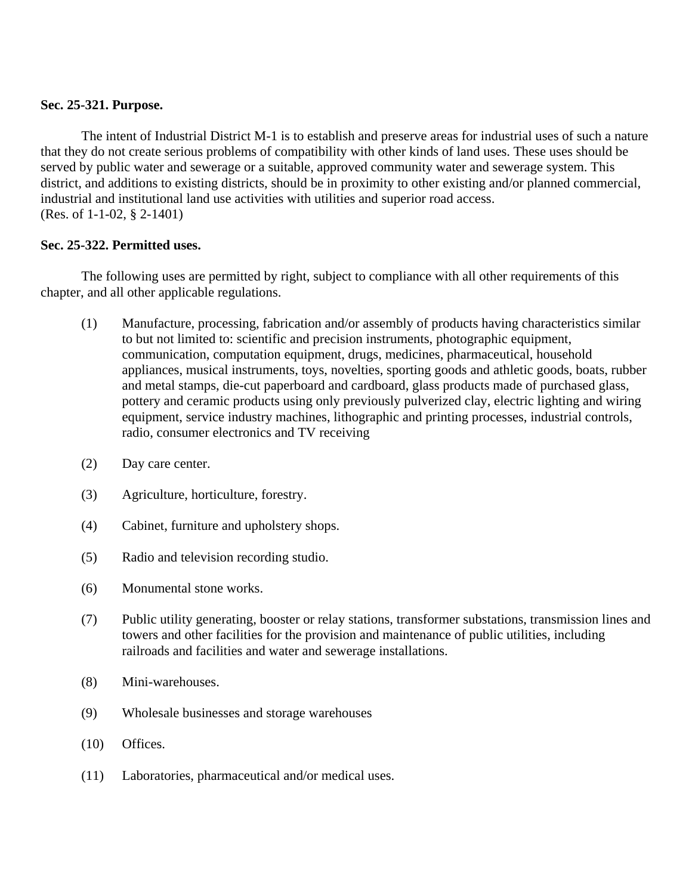**Sec. 25-321. Purpose.**

The intent of Industrial District M-1 is to establish and preserve areas for industrial uses of such a nature that they do not create serious problems of compatibility with other kinds of land uses. These uses should be served by public water and sewerage or a suitable, approved community water and sewerage system. This district, and additions to existing districts, should be in proximity to other existing and/or planned commercial, industrial and institutional land use activities with utilities and superior road access.
(Res. of 1-1-02, § 2-1401)

**Sec. 25-322. Permitted uses.**

The following uses are permitted by right, subject to compliance with all other requirements of this chapter, and all other applicable regulations.

(1) Manufacture, processing, fabrication and/or assembly of products having characteristics similar to but not limited to: scientific and precision instruments, photographic equipment, communication, computation equipment, drugs, medicines, pharmaceutical, household appliances, musical instruments, toys, novelties, sporting goods and athletic goods, boats, rubber and metal stamps, die-cut paperboard and cardboard, glass products made of purchased glass, pottery and ceramic products using only previously pulverized clay, electric lighting and wiring equipment, service industry machines, lithographic and printing processes, industrial controls, radio, consumer electronics and TV receiving

(2) Day care center.

(3) Agriculture, horticulture, forestry.

(4) Cabinet, furniture and upholstery shops.

(5) Radio and television recording studio.

(6) Monumental stone works.

(7) Public utility generating, booster or relay stations, transformer substations, transmission lines and towers and other facilities for the provision and maintenance of public utilities, including railroads and facilities and water and sewerage installations.

(8) Mini-warehouses.

(9) Wholesale businesses and storage warehouses

(10) Offices.

(11) Laboratories, pharmaceutical and/or medical uses.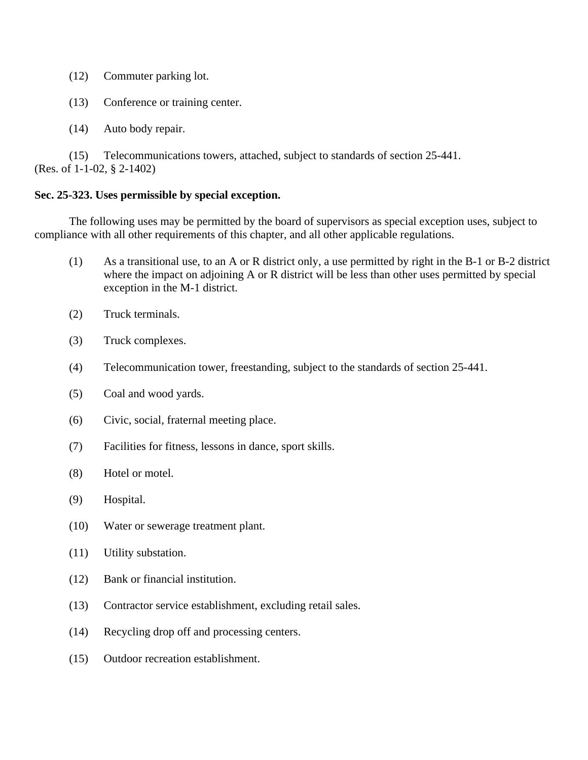(12) Commuter parking lot.

(13) Conference or training center.

(14) Auto body repair.

(15) Telecommunications towers, attached, subject to standards of section 25-441.

(Res. of 1-1-02, § 2-1402)

**Sec. 25-323. Uses permissible by special exception.**

The following uses may be permitted by the board of supervisors as special exception uses, subject to compliance with all other requirements of this chapter, and all other applicable regulations.

(1) As a transitional use, to an A or R district only, a use permitted by right in the B-1 or B-2 district where the impact on adjoining A or R district will be less than other uses permitted by special exception in the M-1 district.

(2) Truck terminals.

(3) Truck complexes.

(4) Telecommunication tower, freestanding, subject to the standards of section 25-441.

(5) Coal and wood yards.

(6) Civic, social, fraternal meeting place.

(7) Facilities for fitness, lessons in dance, sport skills.

(8) Hotel or motel.

(9) Hospital.

(10) Water or sewerage treatment plant.

(11) Utility substation.

(12) Bank or financial institution.

(13) Contractor service establishment, excluding retail sales.

(14) Recycling drop off and processing centers.

(15) Outdoor recreation establishment.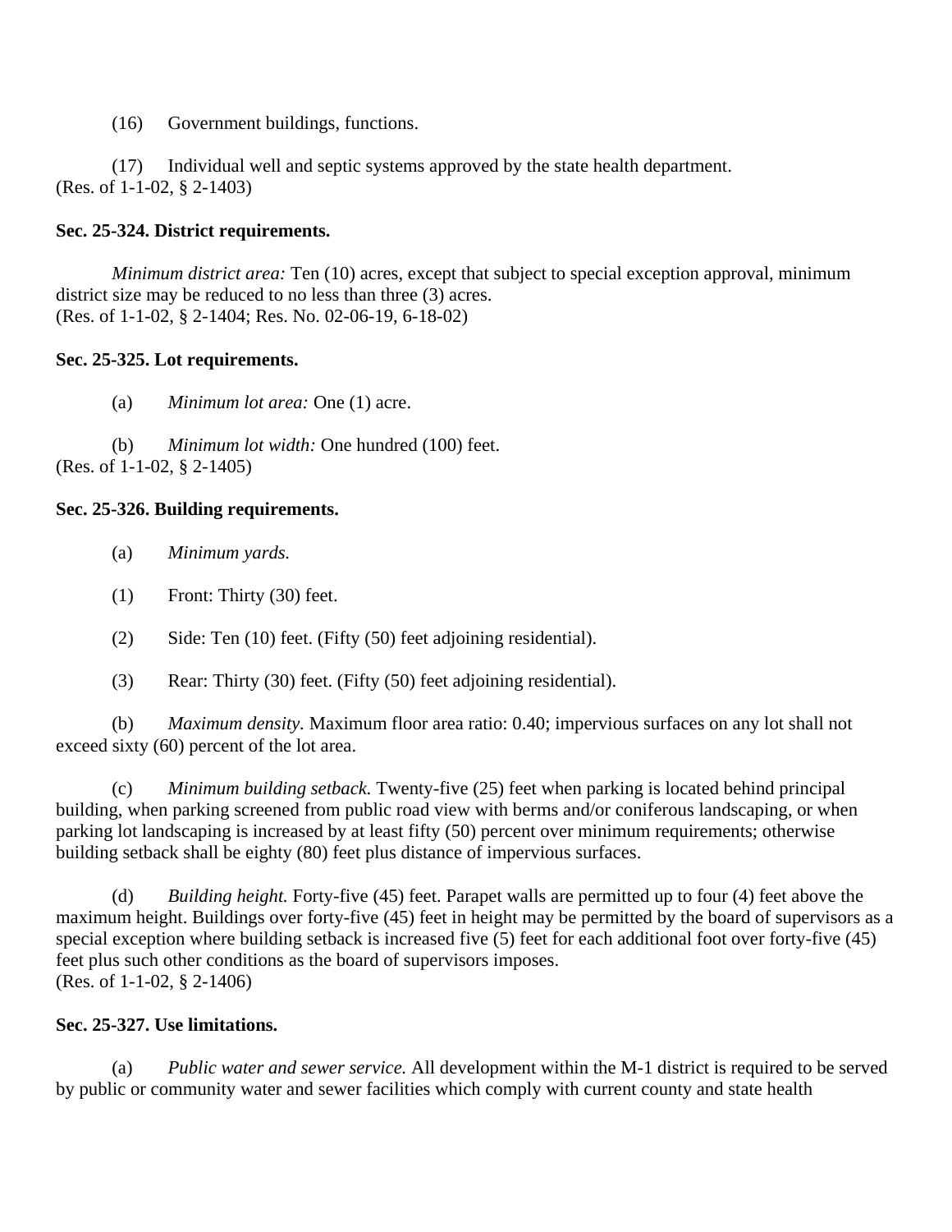(16) Government buildings, functions.

(17) Individual well and septic systems approved by the state health department.
(Res. of 1-1-02, § 2-1403)

**Sec. 25-324. District requirements.**

*Minimum district area:* Ten (10) acres, except that subject to special exception approval, minimum district size may be reduced to no less than three (3) acres.
(Res. of 1-1-02, § 2-1404; Res. No. 02-06-19, 6-18-02)

**Sec. 25-325. Lot requirements.**

(a) *Minimum lot area:* One (1) acre.

(b) *Minimum lot width:* One hundred (100) feet.
(Res. of 1-1-02, § 2-1405)

**Sec. 25-326. Building requirements.**

(a) *Minimum yards.*

(1) Front: Thirty (30) feet.

(2) Side: Ten (10) feet. (Fifty (50) feet adjoining residential).

(3) Rear: Thirty (30) feet. (Fifty (50) feet adjoining residential).

(b) *Maximum density.* Maximum floor area ratio: 0.40; impervious surfaces on any lot shall not exceed sixty (60) percent of the lot area.

(c) *Minimum building setback.* Twenty-five (25) feet when parking is located behind principal building, when parking screened from public road view with berms and/or coniferous landscaping, or when parking lot landscaping is increased by at least fifty (50) percent over minimum requirements; otherwise building setback shall be eighty (80) feet plus distance of impervious surfaces.

(d) *Building height.* Forty-five (45) feet. Parapet walls are permitted up to four (4) feet above the maximum height. Buildings over forty-five (45) feet in height may be permitted by the board of supervisors as a special exception where building setback is increased five (5) feet for each additional foot over forty-five (45) feet plus such other conditions as the board of supervisors imposes.
(Res. of 1-1-02, § 2-1406)

**Sec. 25-327. Use limitations.**

(a) *Public water and sewer service.* All development within the M-1 district is required to be served by public or community water and sewer facilities which comply with current county and state health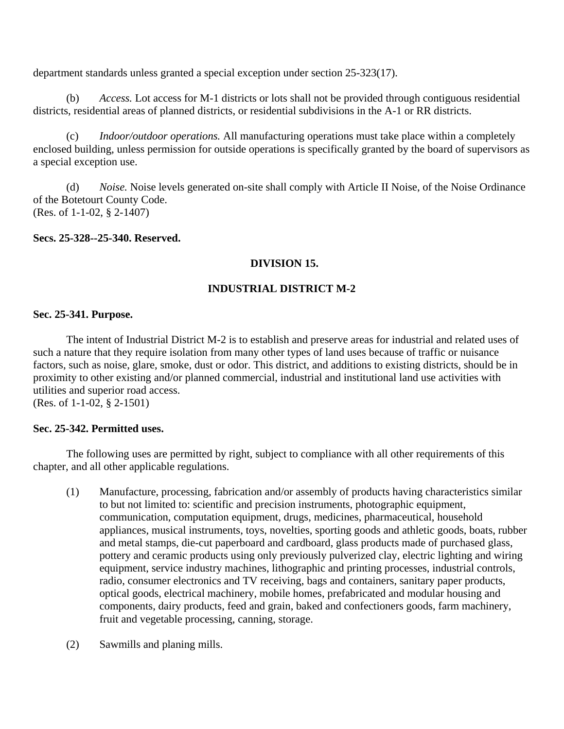department standards unless granted a special exception under section 25-323(17).

(b) *Access.* Lot access for M-1 districts or lots shall not be provided through contiguous residential districts, residential areas of planned districts, or residential subdivisions in the A-1 or RR districts.

(c) *Indoor/outdoor operations.* All manufacturing operations must take place within a completely enclosed building, unless permission for outside operations is specifically granted by the board of supervisors as a special exception use.

(d) *Noise.* Noise levels generated on-site shall comply with Article II Noise, of the Noise Ordinance of the Botetourt County Code.
(Res. of 1-1-02, § 2-1407)

**Secs. 25-328--25-340. Reserved.**

## DIVISION 15.

## INDUSTRIAL DISTRICT M-2

**Sec. 25-341. Purpose.**

The intent of Industrial District M-2 is to establish and preserve areas for industrial and related uses of such a nature that they require isolation from many other types of land uses because of traffic or nuisance factors, such as noise, glare, smoke, dust or odor. This district, and additions to existing districts, should be in proximity to other existing and/or planned commercial, industrial and institutional land use activities with utilities and superior road access.
(Res. of 1-1-02, § 2-1501)

**Sec. 25-342. Permitted uses.**

The following uses are permitted by right, subject to compliance with all other requirements of this chapter, and all other applicable regulations.

(1) Manufacture, processing, fabrication and/or assembly of products having characteristics similar to but not limited to: scientific and precision instruments, photographic equipment, communication, computation equipment, drugs, medicines, pharmaceutical, household appliances, musical instruments, toys, novelties, sporting goods and athletic goods, boats, rubber and metal stamps, die-cut paperboard and cardboard, glass products made of purchased glass, pottery and ceramic products using only previously pulverized clay, electric lighting and wiring equipment, service industry machines, lithographic and printing processes, industrial controls, radio, consumer electronics and TV receiving, bags and containers, sanitary paper products, optical goods, electrical machinery, mobile homes, prefabricated and modular housing and components, dairy products, feed and grain, baked and confectioners goods, farm machinery, fruit and vegetable processing, canning, storage.

(2) Sawmills and planing mills.